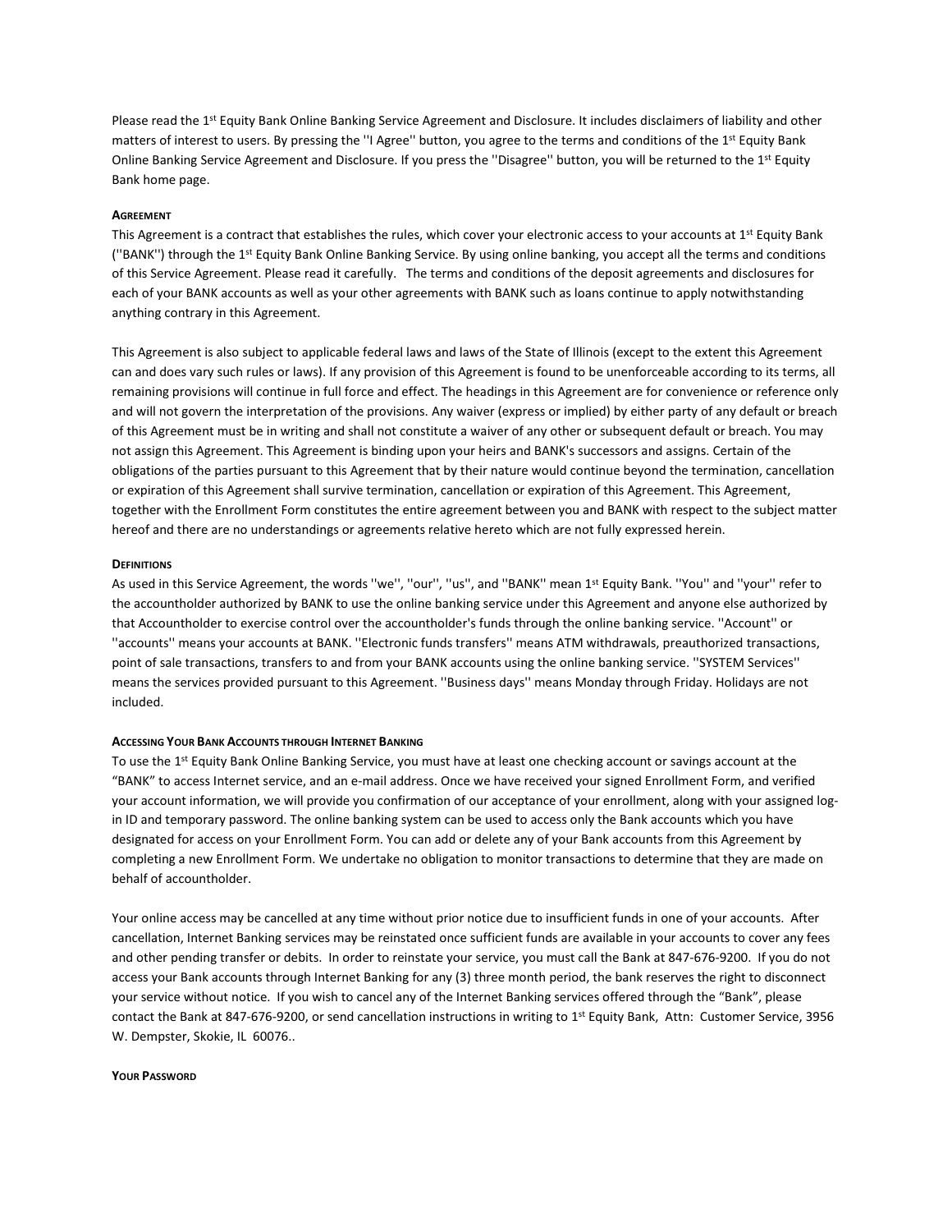Please read the 1st Equity Bank Online Banking Service Agreement and Disclosure. It includes disclaimers of liability and other matters of interest to users. By pressing the ''I Agree'' button, you agree to the terms and conditions of the 1st Equity Bank Online Banking Service Agreement and Disclosure. If you press the ''Disagree'' button, you will be returned to the 1st Equity Bank home page.

#### AGREEMENT

This Agreement is a contract that establishes the rules, which cover your electronic access to your accounts at 1st Equity Bank (''BANK'') through the 1st Equity Bank Online Banking Service. By using online banking, you accept all the terms and conditions of this Service Agreement. Please read it carefully. The terms and conditions of the deposit agreements and disclosures for each of your BANK accounts as well as your other agreements with BANK such as loans continue to apply notwithstanding anything contrary in this Agreement.

This Agreement is also subject to applicable federal laws and laws of the State of Illinois (except to the extent this Agreement can and does vary such rules or laws). If any provision of this Agreement is found to be unenforceable according to its terms, all remaining provisions will continue in full force and effect. The headings in this Agreement are for convenience or reference only and will not govern the interpretation of the provisions. Any waiver (express or implied) by either party of any default or breach of this Agreement must be in writing and shall not constitute a waiver of any other or subsequent default or breach. You may not assign this Agreement. This Agreement is binding upon your heirs and BANK's successors and assigns. Certain of the obligations of the parties pursuant to this Agreement that by their nature would continue beyond the termination, cancellation or expiration of this Agreement shall survive termination, cancellation or expiration of this Agreement. This Agreement, together with the Enrollment Form constitutes the entire agreement between you and BANK with respect to the subject matter hereof and there are no understandings or agreements relative hereto which are not fully expressed herein.

#### DEFINITIONS

As used in this Service Agreement, the words ''we'', ''our'', ''us'', and ''BANK'' mean 1st Equity Bank. ''You'' and ''your'' refer to the accountholder authorized by BANK to use the online banking service under this Agreement and anyone else authorized by that Accountholder to exercise control over the accountholder's funds through the online banking service. ''Account'' or ''accounts'' means your accounts at BANK. ''Electronic funds transfers'' means ATM withdrawals, preauthorized transactions, point of sale transactions, transfers to and from your BANK accounts using the online banking service. ''SYSTEM Services'' means the services provided pursuant to this Agreement. ''Business days'' means Monday through Friday. Holidays are not included.

#### ACCESSING YOUR BANK ACCOUNTS THROUGH INTERNET BANKING

To use the 1st Equity Bank Online Banking Service, you must have at least one checking account or savings account at the "BANK" to access Internet service, and an e-mail address. Once we have received your signed Enrollment Form, and verified your account information, we will provide you confirmation of our acceptance of your enrollment, along with your assigned log-in ID and temporary password. The online banking system can be used to access only the Bank accounts which you have designated for access on your Enrollment Form. You can add or delete any of your Bank accounts from this Agreement by completing a new Enrollment Form. We undertake no obligation to monitor transactions to determine that they are made on behalf of accountholder.

Your online access may be cancelled at any time without prior notice due to insufficient funds in one of your accounts. After cancellation, Internet Banking services may be reinstated once sufficient funds are available in your accounts to cover any fees and other pending transfer or debits. In order to reinstate your service, you must call the Bank at 847-676-9200. If you do not access your Bank accounts through Internet Banking for any (3) three month period, the bank reserves the right to disconnect your service without notice. If you wish to cancel any of the Internet Banking services offered through the "Bank", please contact the Bank at 847-676-9200, or send cancellation instructions in writing to 1st Equity Bank, Attn: Customer Service, 3956 W. Dempster, Skokie, IL 60076..

#### YOUR PASSWORD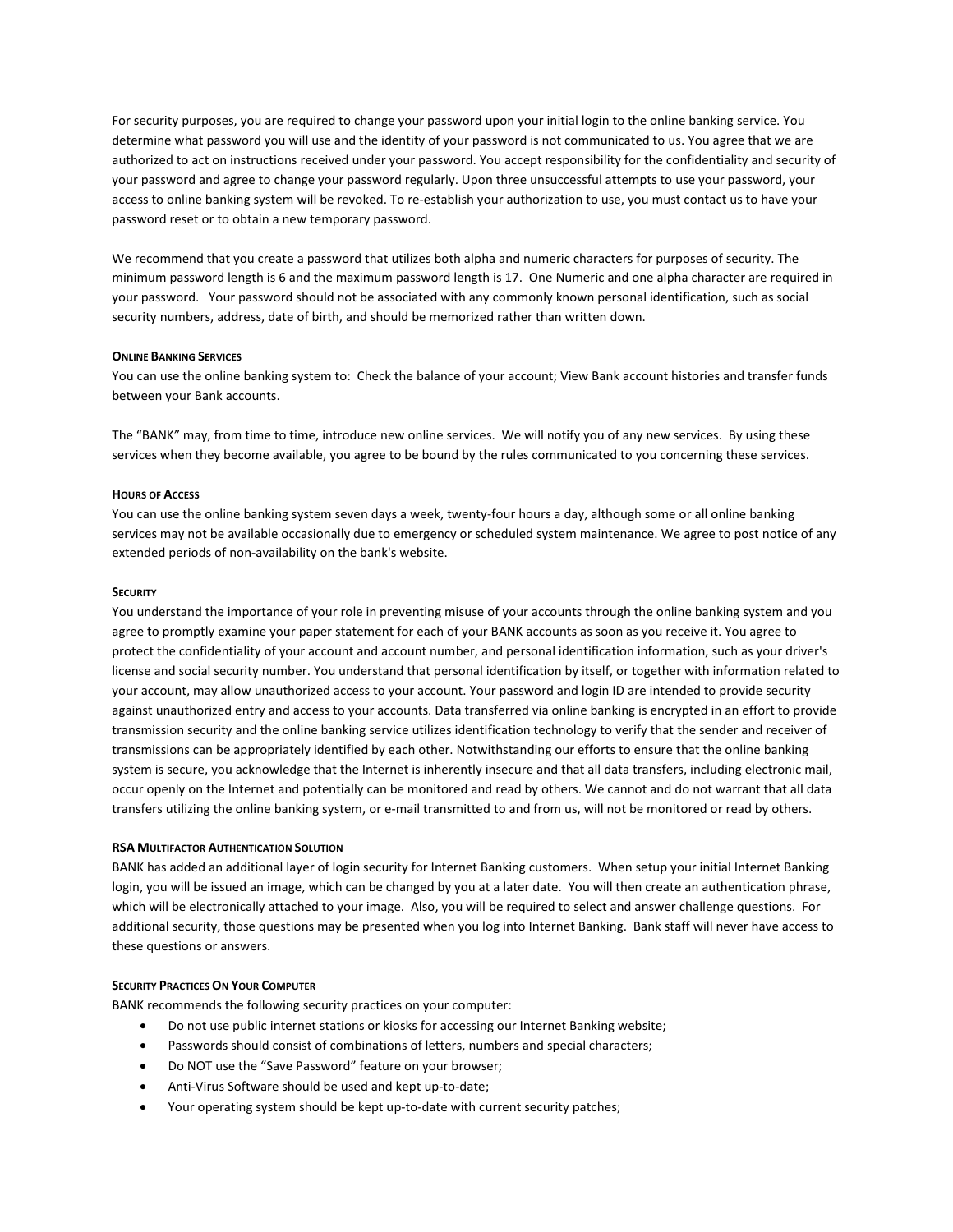For security purposes, you are required to change your password upon your initial login to the online banking service. You determine what password you will use and the identity of your password is not communicated to us. You agree that we are authorized to act on instructions received under your password. You accept responsibility for the confidentiality and security of your password and agree to change your password regularly. Upon three unsuccessful attempts to use your password, your access to online banking system will be revoked. To re-establish your authorization to use, you must contact us to have your password reset or to obtain a new temporary password.

We recommend that you create a password that utilizes both alpha and numeric characters for purposes of security. The minimum password length is 6 and the maximum password length is 17. One Numeric and one alpha character are required in your password. Your password should not be associated with any commonly known personal identification, such as social security numbers, address, date of birth, and should be memorized rather than written down.

#### ONLINE BANKING SERVICES

You can use the online banking system to: Check the balance of your account; View Bank account histories and transfer funds between your Bank accounts.

The "BANK" may, from time to time, introduce new online services. We will notify you of any new services. By using these services when they become available, you agree to be bound by the rules communicated to you concerning these services.

#### HOURS OF ACCESS

You can use the online banking system seven days a week, twenty-four hours a day, although some or all online banking services may not be available occasionally due to emergency or scheduled system maintenance. We agree to post notice of any extended periods of non-availability on the bank's website.

#### SECURITY

You understand the importance of your role in preventing misuse of your accounts through the online banking system and you agree to promptly examine your paper statement for each of your BANK accounts as soon as you receive it. You agree to protect the confidentiality of your account and account number, and personal identification information, such as your driver's license and social security number. You understand that personal identification by itself, or together with information related to your account, may allow unauthorized access to your account. Your password and login ID are intended to provide security against unauthorized entry and access to your accounts. Data transferred via online banking is encrypted in an effort to provide transmission security and the online banking service utilizes identification technology to verify that the sender and receiver of transmissions can be appropriately identified by each other. Notwithstanding our efforts to ensure that the online banking system is secure, you acknowledge that the Internet is inherently insecure and that all data transfers, including electronic mail, occur openly on the Internet and potentially can be monitored and read by others. We cannot and do not warrant that all data transfers utilizing the online banking system, or e-mail transmitted to and from us, will not be monitored or read by others.

#### RSA MULTIFACTOR AUTHENTICATION SOLUTION

BANK has added an additional layer of login security for Internet Banking customers. When setup your initial Internet Banking login, you will be issued an image, which can be changed by you at a later date. You will then create an authentication phrase, which will be electronically attached to your image. Also, you will be required to select and answer challenge questions. For additional security, those questions may be presented when you log into Internet Banking. Bank staff will never have access to these questions or answers.

#### SECURITY PRACTICES ON YOUR COMPUTER

BANK recommends the following security practices on your computer:

- Do not use public internet stations or kiosks for accessing our Internet Banking website;
- Passwords should consist of combinations of letters, numbers and special characters;
- Do NOT use the "Save Password" feature on your browser;
- Anti-Virus Software should be used and kept up-to-date;
- Your operating system should be kept up-to-date with current security patches;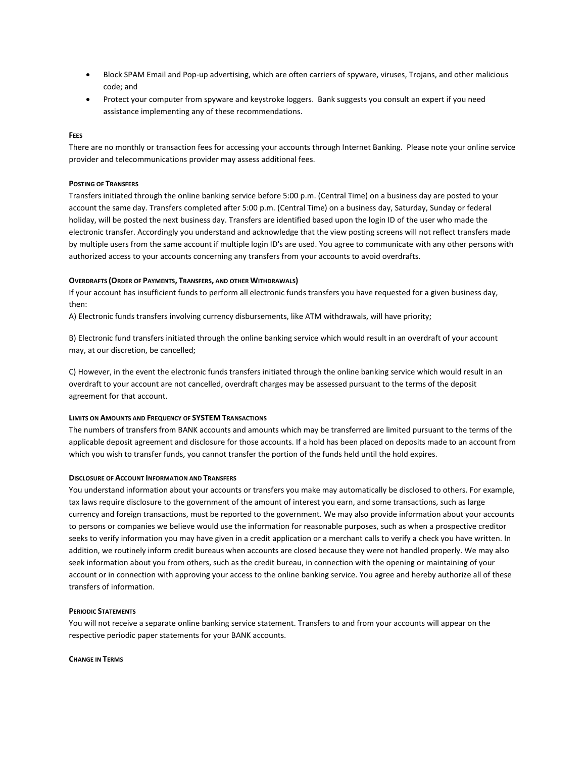- Block SPAM Email and Pop-up advertising, which are often carriers of spyware, viruses, Trojans, and other malicious code; and
- Protect your computer from spyware and keystroke loggers. Bank suggests you consult an expert if you need assistance implementing any of these recommendations.

**FEES**

There are no monthly or transaction fees for accessing your accounts through Internet Banking. Please note your online service provider and telecommunications provider may assess additional fees.

**POSTING OF TRANSFERS**

Transfers initiated through the online banking service before 5:00 p.m. (Central Time) on a business day are posted to your account the same day. Transfers completed after 5:00 p.m. (Central Time) on a business day, Saturday, Sunday or federal holiday, will be posted the next business day. Transfers are identified based upon the login ID of the user who made the electronic transfer. Accordingly you understand and acknowledge that the view posting screens will not reflect transfers made by multiple users from the same account if multiple login ID's are used. You agree to communicate with any other persons with authorized access to your accounts concerning any transfers from your accounts to avoid overdrafts.

**OVERDRAFTS (ORDER OF PAYMENTS, TRANSFERS, AND OTHER WITHDRAWALS)**

If your account has insufficient funds to perform all electronic funds transfers you have requested for a given business day, then:

A) Electronic funds transfers involving currency disbursements, like ATM withdrawals, will have priority;

B) Electronic fund transfers initiated through the online banking service which would result in an overdraft of your account may, at our discretion, be cancelled;

C) However, in the event the electronic funds transfers initiated through the online banking service which would result in an overdraft to your account are not cancelled, overdraft charges may be assessed pursuant to the terms of the deposit agreement for that account.

**LIMITS ON AMOUNTS AND FREQUENCY OF SYSTEM TRANSACTIONS**

The numbers of transfers from BANK accounts and amounts which may be transferred are limited pursuant to the terms of the applicable deposit agreement and disclosure for those accounts. If a hold has been placed on deposits made to an account from which you wish to transfer funds, you cannot transfer the portion of the funds held until the hold expires.

**DISCLOSURE OF ACCOUNT INFORMATION AND TRANSFERS**

You understand information about your accounts or transfers you make may automatically be disclosed to others. For example, tax laws require disclosure to the government of the amount of interest you earn, and some transactions, such as large currency and foreign transactions, must be reported to the government. We may also provide information about your accounts to persons or companies we believe would use the information for reasonable purposes, such as when a prospective creditor seeks to verify information you may have given in a credit application or a merchant calls to verify a check you have written. In addition, we routinely inform credit bureaus when accounts are closed because they were not handled properly. We may also seek information about you from others, such as the credit bureau, in connection with the opening or maintaining of your account or in connection with approving your access to the online banking service. You agree and hereby authorize all of these transfers of information.

**PERIODIC STATEMENTS**

You will not receive a separate online banking service statement. Transfers to and from your accounts will appear on the respective periodic paper statements for your BANK accounts.

**CHANGE IN TERMS**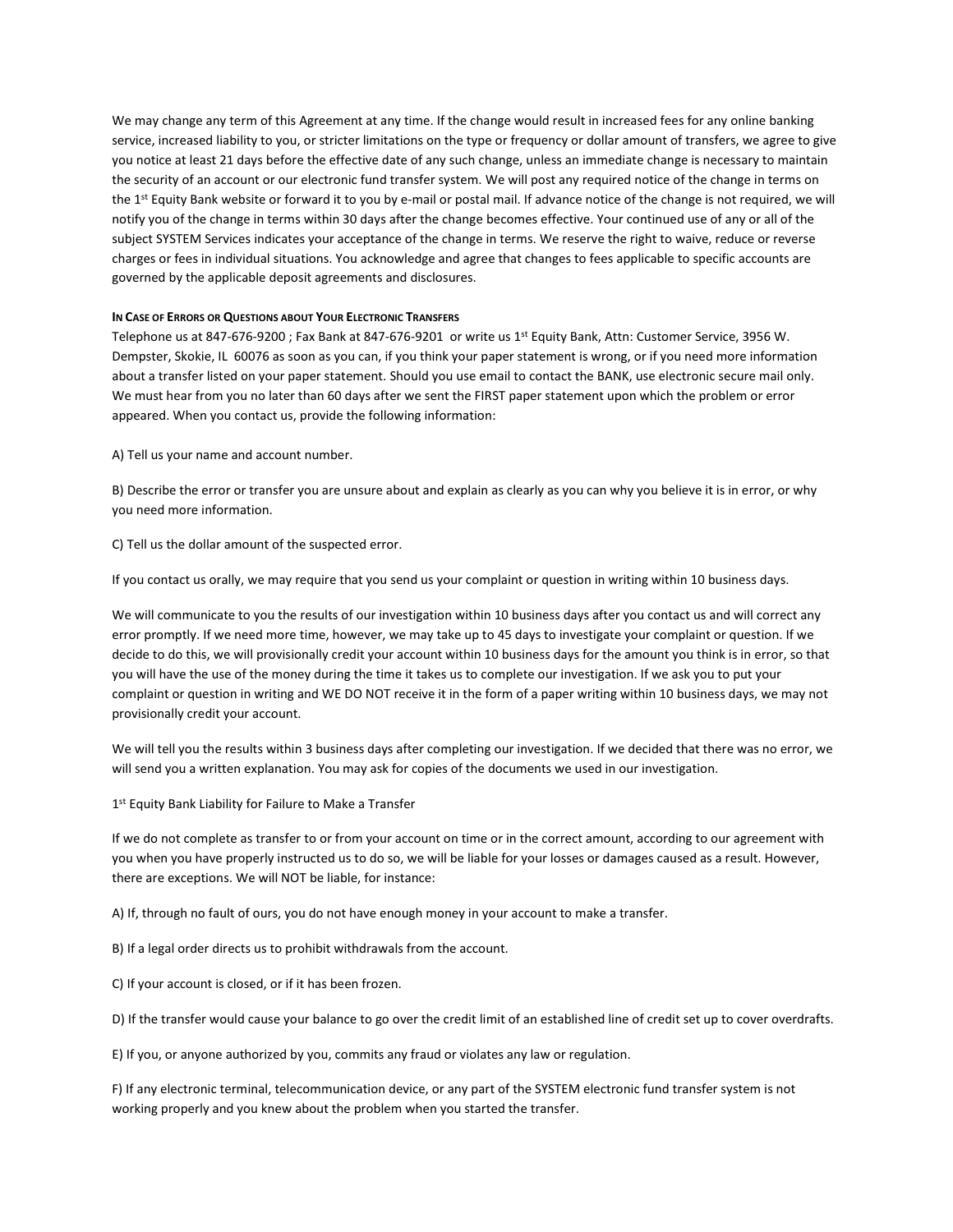We may change any term of this Agreement at any time. If the change would result in increased fees for any online banking service, increased liability to you, or stricter limitations on the type or frequency or dollar amount of transfers, we agree to give you notice at least 21 days before the effective date of any such change, unless an immediate change is necessary to maintain the security of an account or our electronic fund transfer system. We will post any required notice of the change in terms on the 1st Equity Bank website or forward it to you by e-mail or postal mail. If advance notice of the change is not required, we will notify you of the change in terms within 30 days after the change becomes effective. Your continued use of any or all of the subject SYSTEM Services indicates your acceptance of the change in terms. We reserve the right to waive, reduce or reverse charges or fees in individual situations. You acknowledge and agree that changes to fees applicable to specific accounts are governed by the applicable deposit agreements and disclosures.

**IN CASE OF ERRORS OR QUESTIONS ABOUT YOUR ELECTRONIC TRANSFERS**

Telephone us at 847-676-9200 ; Fax Bank at 847-676-9201 or write us 1st Equity Bank, Attn: Customer Service, 3956 W. Dempster, Skokie, IL 60076 as soon as you can, if you think your paper statement is wrong, or if you need more information about a transfer listed on your paper statement. Should you use email to contact the BANK, use electronic secure mail only. We must hear from you no later than 60 days after we sent the FIRST paper statement upon which the problem or error appeared. When you contact us, provide the following information:

A) Tell us your name and account number.

B) Describe the error or transfer you are unsure about and explain as clearly as you can why you believe it is in error, or why you need more information.

C) Tell us the dollar amount of the suspected error.

If you contact us orally, we may require that you send us your complaint or question in writing within 10 business days.

We will communicate to you the results of our investigation within 10 business days after you contact us and will correct any error promptly. If we need more time, however, we may take up to 45 days to investigate your complaint or question. If we decide to do this, we will provisionally credit your account within 10 business days for the amount you think is in error, so that you will have the use of the money during the time it takes us to complete our investigation. If we ask you to put your complaint or question in writing and WE DO NOT receive it in the form of a paper writing within 10 business days, we may not provisionally credit your account.

We will tell you the results within 3 business days after completing our investigation. If we decided that there was no error, we will send you a written explanation. You may ask for copies of the documents we used in our investigation.

1st Equity Bank Liability for Failure to Make a Transfer

If we do not complete as transfer to or from your account on time or in the correct amount, according to our agreement with you when you have properly instructed us to do so, we will be liable for your losses or damages caused as a result. However, there are exceptions. We will NOT be liable, for instance:

A) If, through no fault of ours, you do not have enough money in your account to make a transfer.

B) If a legal order directs us to prohibit withdrawals from the account.

C) If your account is closed, or if it has been frozen.

D) If the transfer would cause your balance to go over the credit limit of an established line of credit set up to cover overdrafts.

E) If you, or anyone authorized by you, commits any fraud or violates any law or regulation.

F) If any electronic terminal, telecommunication device, or any part of the SYSTEM electronic fund transfer system is not working properly and you knew about the problem when you started the transfer.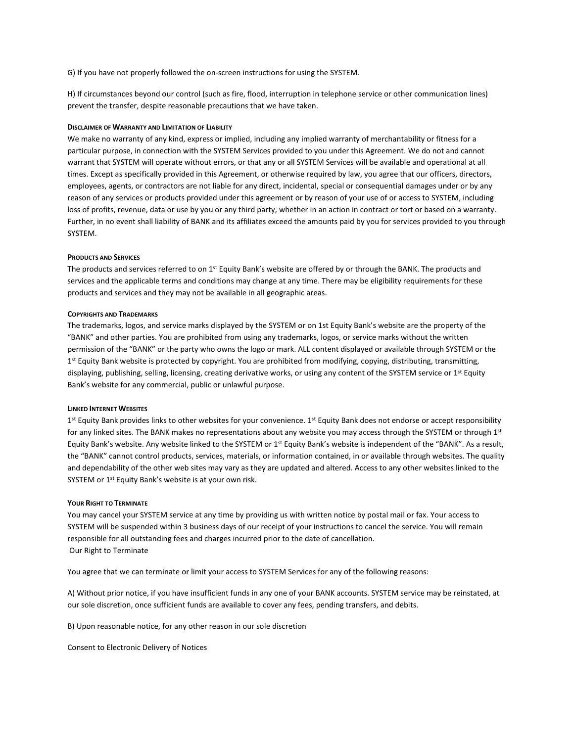G) If you have not properly followed the on-screen instructions for using the SYSTEM.

H) If circumstances beyond our control (such as fire, flood, interruption in telephone service or other communication lines) prevent the transfer, despite reasonable precautions that we have taken.

#### Disclaimer of Warranty and Limitation of Liability

We make no warranty of any kind, express or implied, including any implied warranty of merchantability or fitness for a particular purpose, in connection with the SYSTEM Services provided to you under this Agreement. We do not and cannot warrant that SYSTEM will operate without errors, or that any or all SYSTEM Services will be available and operational at all times. Except as specifically provided in this Agreement, or otherwise required by law, you agree that our officers, directors, employees, agents, or contractors are not liable for any direct, incidental, special or consequential damages under or by any reason of any services or products provided under this agreement or by reason of your use of or access to SYSTEM, including loss of profits, revenue, data or use by you or any third party, whether in an action in contract or tort or based on a warranty. Further, in no event shall liability of BANK and its affiliates exceed the amounts paid by you for services provided to you through SYSTEM.

#### Products and Services

The products and services referred to on 1st Equity Bank's website are offered by or through the BANK. The products and services and the applicable terms and conditions may change at any time. There may be eligibility requirements for these products and services and they may not be available in all geographic areas.

#### Copyrights and Trademarks

The trademarks, logos, and service marks displayed by the SYSTEM or on 1st Equity Bank's website are the property of the "BANK" and other parties. You are prohibited from using any trademarks, logos, or service marks without the written permission of the "BANK" or the party who owns the logo or mark. ALL content displayed or available through SYSTEM or the 1st Equity Bank website is protected by copyright. You are prohibited from modifying, copying, distributing, transmitting, displaying, publishing, selling, licensing, creating derivative works, or using any content of the SYSTEM service or 1st Equity Bank's website for any commercial, public or unlawful purpose.

#### Linked Internet Websites

1st Equity Bank provides links to other websites for your convenience. 1st Equity Bank does not endorse or accept responsibility for any linked sites. The BANK makes no representations about any website you may access through the SYSTEM or through 1st Equity Bank's website. Any website linked to the SYSTEM or 1st Equity Bank's website is independent of the "BANK". As a result, the "BANK" cannot control products, services, materials, or information contained, in or available through websites. The quality and dependability of the other web sites may vary as they are updated and altered. Access to any other websites linked to the SYSTEM or 1st Equity Bank's website is at your own risk.

#### Your Right to Terminate

You may cancel your SYSTEM service at any time by providing us with written notice by postal mail or fax. Your access to SYSTEM will be suspended within 3 business days of our receipt of your instructions to cancel the service. You will remain responsible for all outstanding fees and charges incurred prior to the date of cancellation.

Our Right to Terminate

You agree that we can terminate or limit your access to SYSTEM Services for any of the following reasons:

A) Without prior notice, if you have insufficient funds in any one of your BANK accounts. SYSTEM service may be reinstated, at our sole discretion, once sufficient funds are available to cover any fees, pending transfers, and debits.

B) Upon reasonable notice, for any other reason in our sole discretion

Consent to Electronic Delivery of Notices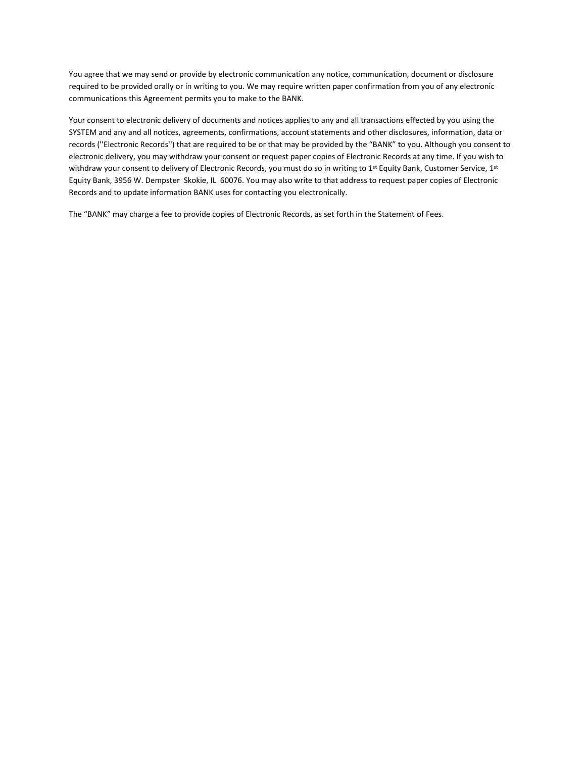You agree that we may send or provide by electronic communication any notice, communication, document or disclosure required to be provided orally or in writing to you. We may require written paper confirmation from you of any electronic communications this Agreement permits you to make to the BANK.

Your consent to electronic delivery of documents and notices applies to any and all transactions effected by you using the SYSTEM and any and all notices, agreements, confirmations, account statements and other disclosures, information, data or records (''Electronic Records'') that are required to be or that may be provided by the “BANK” to you. Although you consent to electronic delivery, you may withdraw your consent or request paper copies of Electronic Records at any time. If you wish to withdraw your consent to delivery of Electronic Records, you must do so in writing to 1st Equity Bank, Customer Service, 1st Equity Bank, 3956 W. Dempster Skokie, IL 60076. You may also write to that address to request paper copies of Electronic Records and to update information BANK uses for contacting you electronically.

The “BANK” may charge a fee to provide copies of Electronic Records, as set forth in the Statement of Fees.